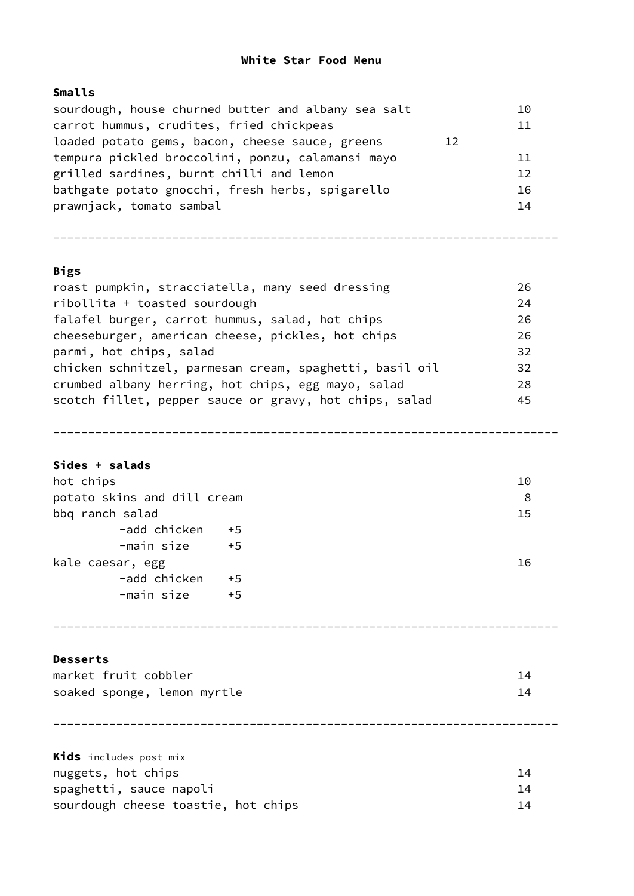# White Star Food Menu

## Smalls

| Item | Price |
|---|---|
| sourdough, house churned butter and albany sea salt | 10 |
| carrot hummus, crudites, fried chickpeas | 11 |
| loaded potato gems, bacon, cheese sauce, greens | 12 |
| tempura pickled broccolini, ponzu, calamansi mayo | 11 |
| grilled sardines, burnt chilli and lemon | 12 |
| bathgate potato gnocchi, fresh herbs, spigarello | 16 |
| prawnjack, tomato sambal | 14 |

---

## Bigs

| Item | Price |
|---|---|
| roast pumpkin, stracciatella, many seed dressing | 26 |
| ribollita + toasted sourdough | 24 |
| falafel burger, carrot hummus, salad, hot chips | 26 |
| cheeseburger, american cheese, pickles, hot chips | 26 |
| parmi, hot chips, salad | 32 |
| chicken schnitzel, parmesan cream, spaghetti, basil oil | 32 |
| crumbed albany herring, hot chips, egg mayo, salad | 28 |
| scotch fillet, pepper sauce or gravy, hot chips, salad | 45 |

---

## Sides + salads

| Item | Price |
|---|---|
| hot chips | 10 |
| potato skins and dill cream | 8 |
| bbq ranch salad | 15 |
| -add chicken +5 | |
| -main size +5 | |
| kale caesar, egg | 16 |
| -add chicken +5 | |
| -main size +5 | |

---

## Desserts

| Item | Price |
|---|---|
| market fruit cobbler | 14 |
| soaked sponge, lemon myrtle | 14 |

---

## Kids includes post mix

| Item | Price |
|---|---|
| nuggets, hot chips | 14 |
| spaghetti, sauce napoli | 14 |
| sourdough cheese toastie, hot chips | 14 |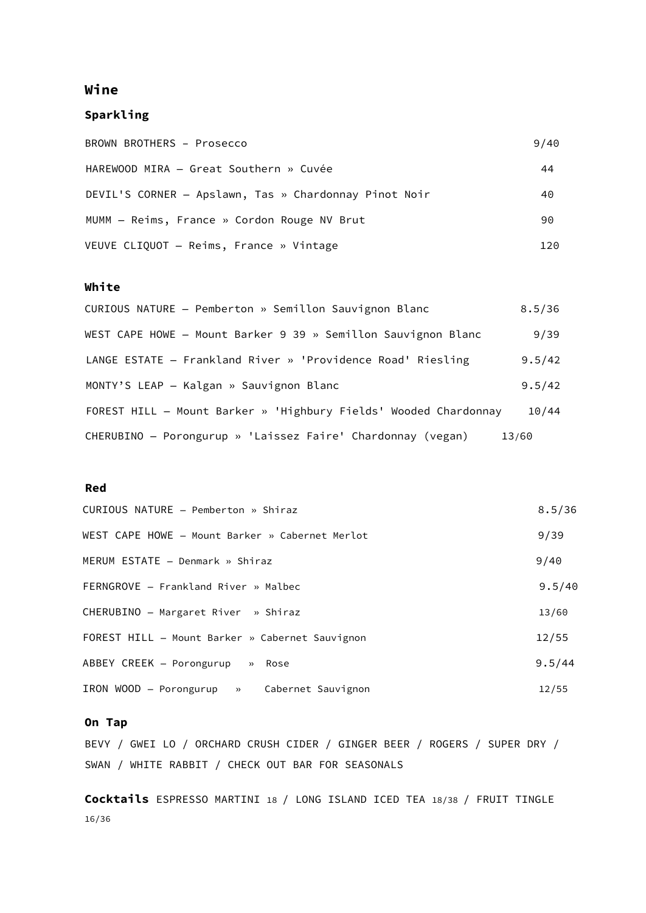# Wine

## Sparkling

| | |
|---|---|
| BROWN BROTHERS – Prosecco | 9/40 |
| HAREWOOD MIRA – Great Southern » Cuvée | 44 |
| DEVIL'S CORNER – Apslawn, Tas » Chardonnay Pinot Noir | 40 |
| MUMM – Reims, France » Cordon Rouge NV Brut | 90 |
| VEUVE CLIQUOT – Reims, France » Vintage | 120 |

## White

| | |
|---|---|
| CURIOUS NATURE – Pemberton » Semillon Sauvignon Blanc | 8.5/36 |
| WEST CAPE HOWE – Mount Barker 9 39 » Semillon Sauvignon Blanc | 9/39 |
| LANGE ESTATE – Frankland River » 'Providence Road' Riesling | 9.5/42 |
| MONTY'S LEAP – Kalgan » Sauvignon Blanc | 9.5/42 |
| FOREST HILL – Mount Barker » 'Highbury Fields' Wooded Chardonnay | 10/44 |
| CHERUBINO – Porongurup » 'Laissez Faire' Chardonnay (vegan) | 13/60 |

## Red

| | |
|---|---|
| CURIOUS NATURE – Pemberton » Shiraz | 8.5/36 |
| WEST CAPE HOWE – Mount Barker » Cabernet Merlot | 9/39 |
| MERUM ESTATE – Denmark » Shiraz | 9/40 |
| FERNGROVE – Frankland River » Malbec | 9.5/40 |
| CHERUBINO – Margaret River » Shiraz | 13/60 |
| FOREST HILL – Mount Barker » Cabernet Sauvignon | 12/55 |
| ABBEY CREEK – Porongurup » Rose | 9.5/44 |
| IRON WOOD – Porongurup » Cabernet Sauvignon | 12/55 |

## On Tap

BEVY / GWEI LO / ORCHARD CRUSH CIDER / GINGER BEER / ROGERS / SUPER DRY / SWAN / WHITE RABBIT / CHECK OUT BAR FOR SEASONALS

**Cocktails** ESPRESSO MARTINI 18 / LONG ISLAND ICED TEA 18/38 / FRUIT TINGLE 16/36